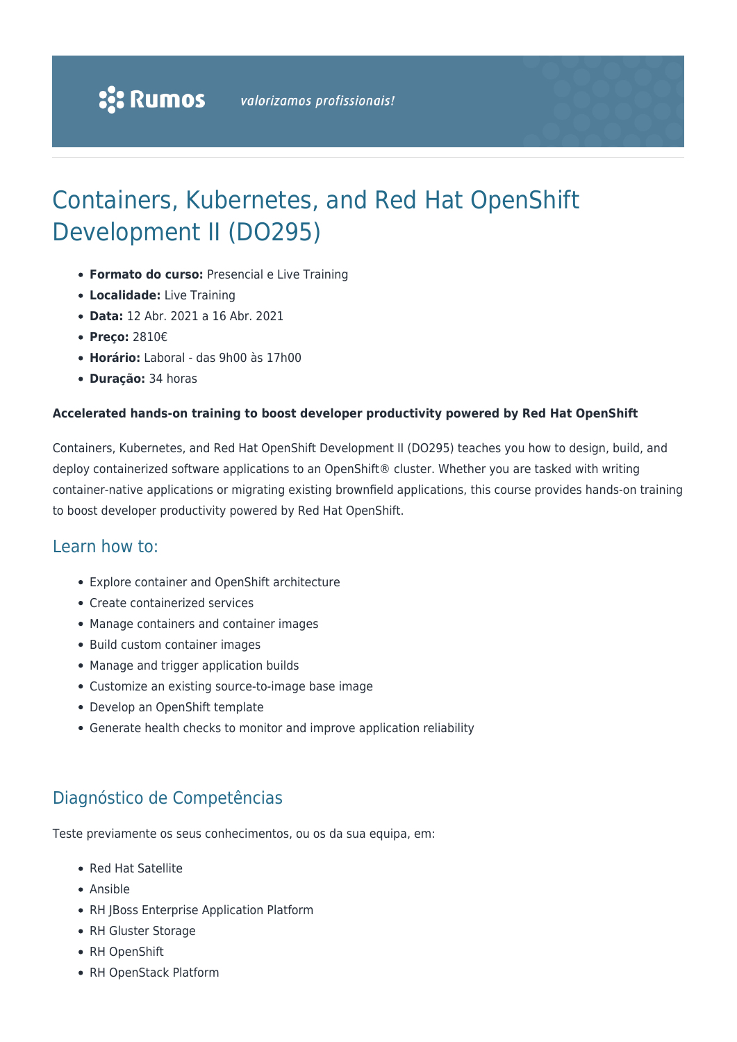Rumos *valorizamos profissionais!*

# Containers, Kubernetes, and Red Hat OpenShift Development II (DO295)

- **Formato do curso:** Presencial e Live Training
- **Localidade:** Live Training
- **Data:** 12 Abr. 2021 a 16 Abr. 2021
- **Preço:** 2810€
- **Horário:** Laboral - das 9h00 às 17h00
- **Duração:** 34 horas

**Accelerated hands-on training to boost developer productivity powered by Red Hat OpenShift**

Containers, Kubernetes, and Red Hat OpenShift Development II (DO295) teaches you how to design, build, and deploy containerized software applications to an OpenShift® cluster. Whether you are tasked with writing container-native applications or migrating existing brownfield applications, this course provides hands-on training to boost developer productivity powered by Red Hat OpenShift.

## Learn how to:

- Explore container and OpenShift architecture
- Create containerized services
- Manage containers and container images
- Build custom container images
- Manage and trigger application builds
- Customize an existing source-to-image base image
- Develop an OpenShift template
- Generate health checks to monitor and improve application reliability

## Diagnóstico de Competências

Teste previamente os seus conhecimentos, ou os da sua equipa, em:

- Red Hat Satellite
- Ansible
- RH JBoss Enterprise Application Platform
- RH Gluster Storage
- RH OpenShift
- RH OpenStack Platform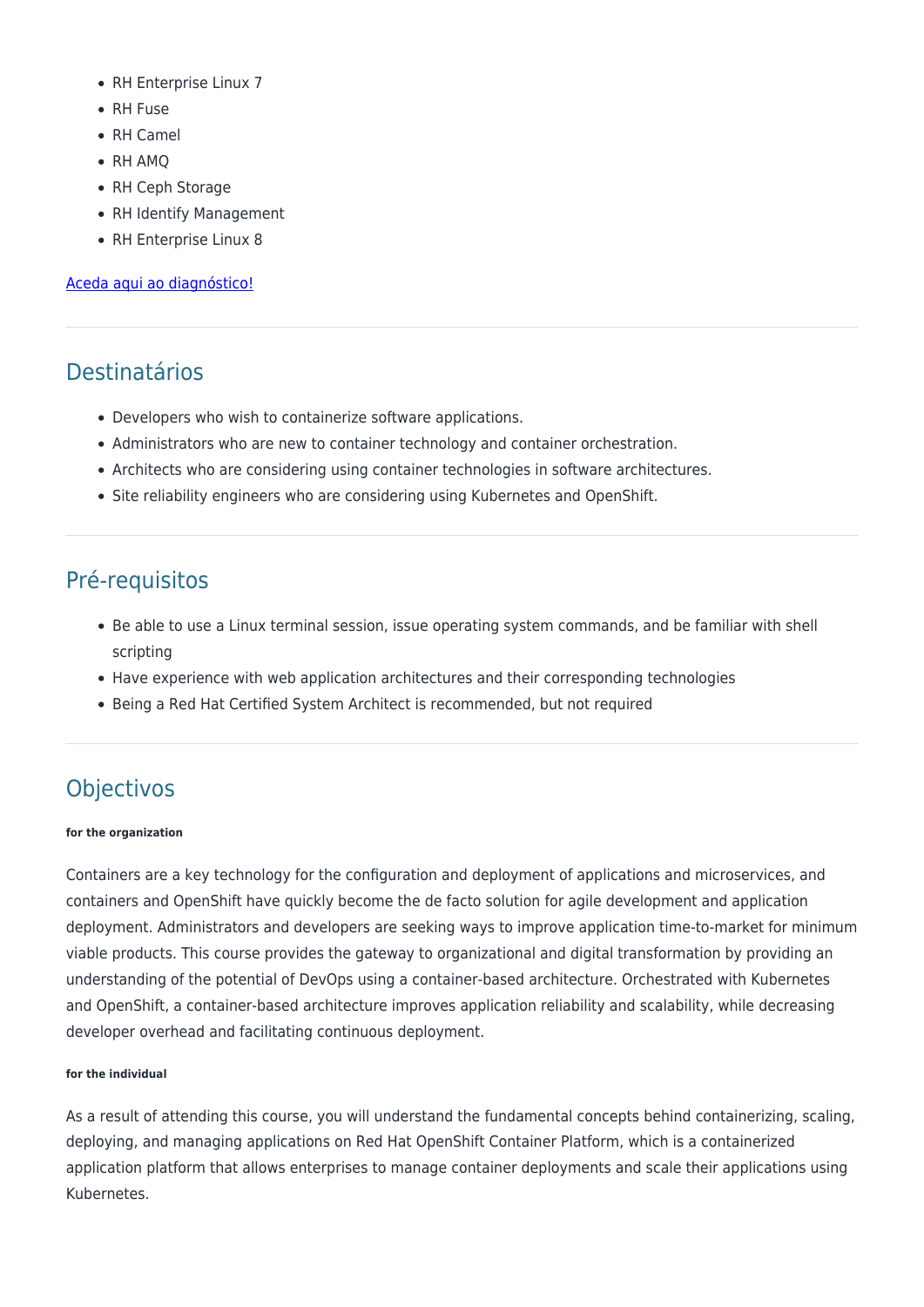- RH Enterprise Linux 7
- RH Fuse
- RH Camel
- RH AMQ
- RH Ceph Storage
- RH Identify Management
- RH Enterprise Linux 8

[Aceda aqui ao diagnóstico!]

---

## Destinatários

- Developers who wish to containerize software applications.
- Administrators who are new to container technology and container orchestration.
- Architects who are considering using container technologies in software architectures.
- Site reliability engineers who are considering using Kubernetes and OpenShift.

---

## Pré-requisitos

- Be able to use a Linux terminal session, issue operating system commands, and be familiar with shell scripting
- Have experience with web application architectures and their corresponding technologies
- Being a Red Hat Certified System Architect is recommended, but not required

---

## Objectivos

###### for the organization

Containers are a key technology for the configuration and deployment of applications and microservices, and containers and OpenShift have quickly become the de facto solution for agile development and application deployment. Administrators and developers are seeking ways to improve application time-to-market for minimum viable products. This course provides the gateway to organizational and digital transformation by providing an understanding of the potential of DevOps using a container-based architecture. Orchestrated with Kubernetes and OpenShift, a container-based architecture improves application reliability and scalability, while decreasing developer overhead and facilitating continuous deployment.

###### for the individual

As a result of attending this course, you will understand the fundamental concepts behind containerizing, scaling, deploying, and managing applications on Red Hat OpenShift Container Platform, which is a containerized application platform that allows enterprises to manage container deployments and scale their applications using Kubernetes.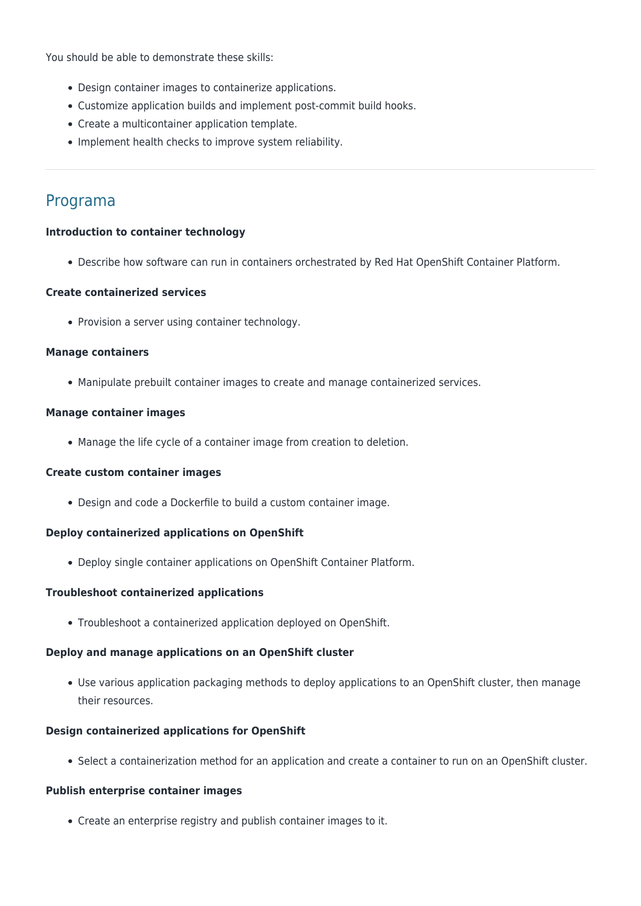You should be able to demonstrate these skills:

- Design container images to containerize applications.
- Customize application builds and implement post-commit build hooks.
- Create a multicontainer application template.
- Implement health checks to improve system reliability.

---

## Programa

**Introduction to container technology**

- Describe how software can run in containers orchestrated by Red Hat OpenShift Container Platform.

**Create containerized services**

- Provision a server using container technology.

**Manage containers**

- Manipulate prebuilt container images to create and manage containerized services.

**Manage container images**

- Manage the life cycle of a container image from creation to deletion.

**Create custom container images**

- Design and code a Dockerfile to build a custom container image.

**Deploy containerized applications on OpenShift**

- Deploy single container applications on OpenShift Container Platform.

**Troubleshoot containerized applications**

- Troubleshoot a containerized application deployed on OpenShift.

**Deploy and manage applications on an OpenShift cluster**

- Use various application packaging methods to deploy applications to an OpenShift cluster, then manage their resources.

**Design containerized applications for OpenShift**

- Select a containerization method for an application and create a container to run on an OpenShift cluster.

**Publish enterprise container images**

- Create an enterprise registry and publish container images to it.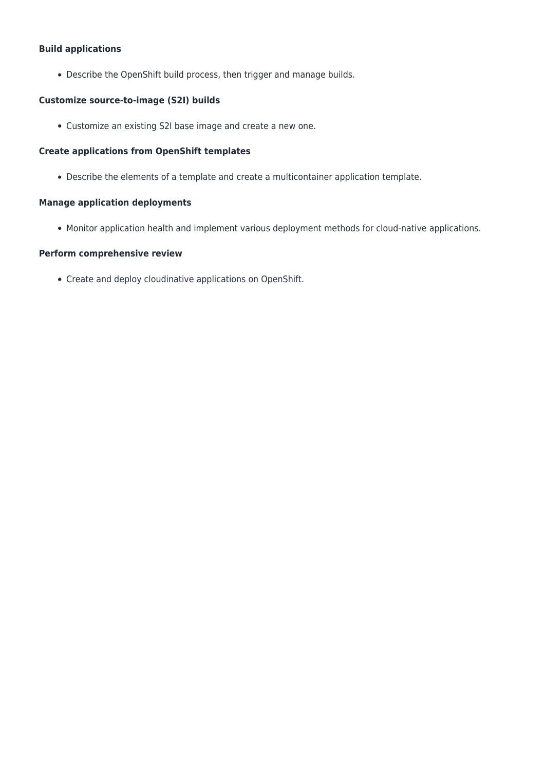**Build applications**

- Describe the OpenShift build process, then trigger and manage builds.

**Customize source-to-image (S2I) builds**

- Customize an existing S2I base image and create a new one.

**Create applications from OpenShift templates**

- Describe the elements of a template and create a multicontainer application template.

**Manage application deployments**

- Monitor application health and implement various deployment methods for cloud-native applications.

**Perform comprehensive review**

- Create and deploy cloudinative applications on OpenShift.